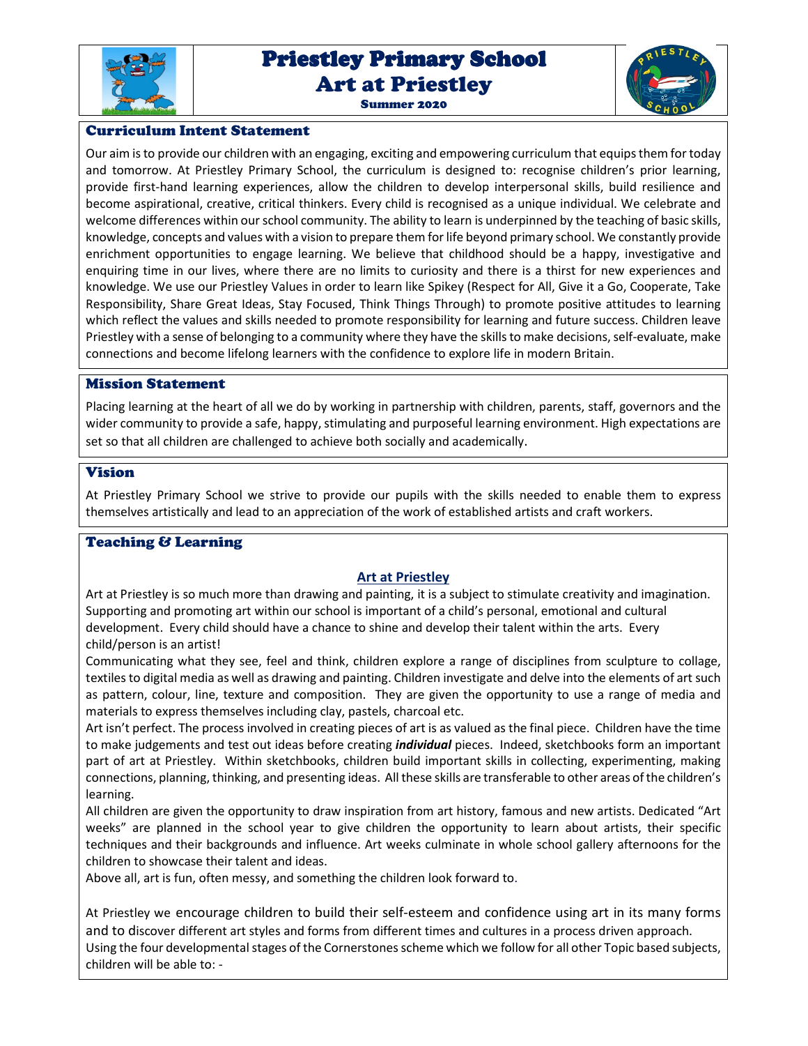# Priestley Primary School
# Art at Priestley
### Summer 2020

## Curriculum Intent Statement

Our aim is to provide our children with an engaging, exciting and empowering curriculum that equips them for today and tomorrow. At Priestley Primary School, the curriculum is designed to: recognise children's prior learning, provide first-hand learning experiences, allow the children to develop interpersonal skills, build resilience and become aspirational, creative, critical thinkers. Every child is recognised as a unique individual. We celebrate and welcome differences within our school community. The ability to learn is underpinned by the teaching of basic skills, knowledge, concepts and values with a vision to prepare them for life beyond primary school. We constantly provide enrichment opportunities to engage learning. We believe that childhood should be a happy, investigative and enquiring time in our lives, where there are no limits to curiosity and there is a thirst for new experiences and knowledge. We use our Priestley Values in order to learn like Spikey (Respect for All, Give it a Go, Cooperate, Take Responsibility, Share Great Ideas, Stay Focused, Think Things Through) to promote positive attitudes to learning which reflect the values and skills needed to promote responsibility for learning and future success. Children leave Priestley with a sense of belonging to a community where they have the skills to make decisions, self-evaluate, make connections and become lifelong learners with the confidence to explore life in modern Britain.

## Mission Statement

Placing learning at the heart of all we do by working in partnership with children, parents, staff, governors and the wider community to provide a safe, happy, stimulating and purposeful learning environment. High expectations are set so that all children are challenged to achieve both socially and academically.

## Vision

At Priestley Primary School we strive to provide our pupils with the skills needed to enable them to express themselves artistically and lead to an appreciation of the work of established artists and craft workers.

## Teaching & Learning

### Art at Priestley

Art at Priestley is so much more than drawing and painting, it is a subject to stimulate creativity and imagination. Supporting and promoting art within our school is important of a child's personal, emotional and cultural development. Every child should have a chance to shine and develop their talent within the arts. Every child/person is an artist!

Communicating what they see, feel and think, children explore a range of disciplines from sculpture to collage, textiles to digital media as well as drawing and painting. Children investigate and delve into the elements of art such as pattern, colour, line, texture and composition. They are given the opportunity to use a range of media and materials to express themselves including clay, pastels, charcoal etc.

Art isn't perfect. The process involved in creating pieces of art is as valued as the final piece. Children have the time to make judgements and test out ideas before creating ***individual*** pieces. Indeed, sketchbooks form an important part of art at Priestley. Within sketchbooks, children build important skills in collecting, experimenting, making connections, planning, thinking, and presenting ideas. All these skills are transferable to other areas of the children's learning.

All children are given the opportunity to draw inspiration from art history, famous and new artists. Dedicated "Art weeks" are planned in the school year to give children the opportunity to learn about artists, their specific techniques and their backgrounds and influence. Art weeks culminate in whole school gallery afternoons for the children to showcase their talent and ideas.

Above all, art is fun, often messy, and something the children look forward to.

At Priestley we encourage children to build their self-esteem and confidence using art in its many forms and to discover different art styles and forms from different times and cultures in a process driven approach. Using the four developmental stages of the Cornerstones scheme which we follow for all other Topic based subjects, children will be able to: -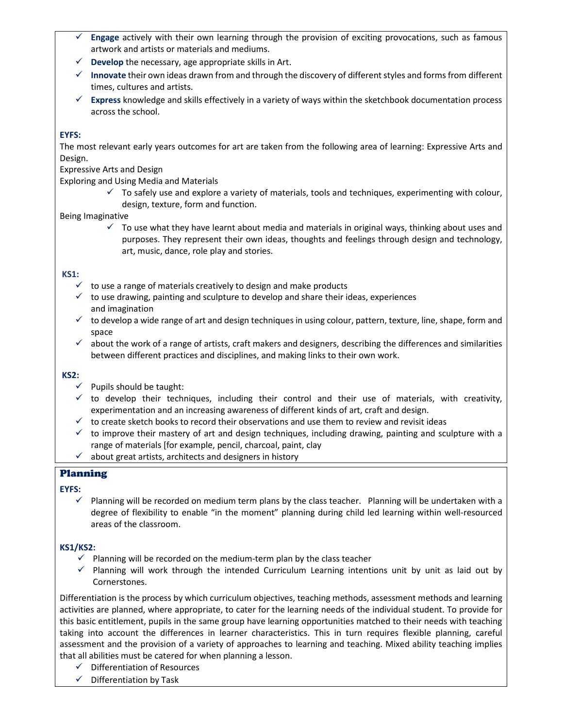- ✓ **Engage** actively with their own learning through the provision of exciting provocations, such as famous artwork and artists or materials and mediums.
- ✓ **Develop** the necessary, age appropriate skills in Art.
- ✓ **Innovate** their own ideas drawn from and through the discovery of different styles and forms from different times, cultures and artists.
- ✓ **Express** knowledge and skills effectively in a variety of ways within the sketchbook documentation process across the school.

**EYFS:**

The most relevant early years outcomes for art are taken from the following area of learning: Expressive Arts and Design.

Expressive Arts and Design

Exploring and Using Media and Materials

- ✓ To safely use and explore a variety of materials, tools and techniques, experimenting with colour, design, texture, form and function.

Being Imaginative

- ✓ To use what they have learnt about media and materials in original ways, thinking about uses and purposes. They represent their own ideas, thoughts and feelings through design and technology, art, music, dance, role play and stories.

**KS1:**

- ✓ to use a range of materials creatively to design and make products
- ✓ to use drawing, painting and sculpture to develop and share their ideas, experiences and imagination
- ✓ to develop a wide range of art and design techniques in using colour, pattern, texture, line, shape, form and space
- ✓ about the work of a range of artists, craft makers and designers, describing the differences and similarities between different practices and disciplines, and making links to their own work.

**KS2:**

- ✓ Pupils should be taught:
- ✓ to develop their techniques, including their control and their use of materials, with creativity, experimentation and an increasing awareness of different kinds of art, craft and design.
- ✓ to create sketch books to record their observations and use them to review and revisit ideas
- ✓ to improve their mastery of art and design techniques, including drawing, painting and sculpture with a range of materials [for example, pencil, charcoal, paint, clay
- ✓ about great artists, architects and designers in history

## Planning

**EYFS:**

- ✓ Planning will be recorded on medium term plans by the class teacher. Planning will be undertaken with a degree of flexibility to enable "in the moment" planning during child led learning within well-resourced areas of the classroom.

**KS1/KS2:**

- ✓ Planning will be recorded on the medium-term plan by the class teacher
- ✓ Planning will work through the intended Curriculum Learning intentions unit by unit as laid out by Cornerstones.

Differentiation is the process by which curriculum objectives, teaching methods, assessment methods and learning activities are planned, where appropriate, to cater for the learning needs of the individual student. To provide for this basic entitlement, pupils in the same group have learning opportunities matched to their needs with teaching taking into account the differences in learner characteristics. This in turn requires flexible planning, careful assessment and the provision of a variety of approaches to learning and teaching. Mixed ability teaching implies that all abilities must be catered for when planning a lesson.

- ✓ Differentiation of Resources
- ✓ Differentiation by Task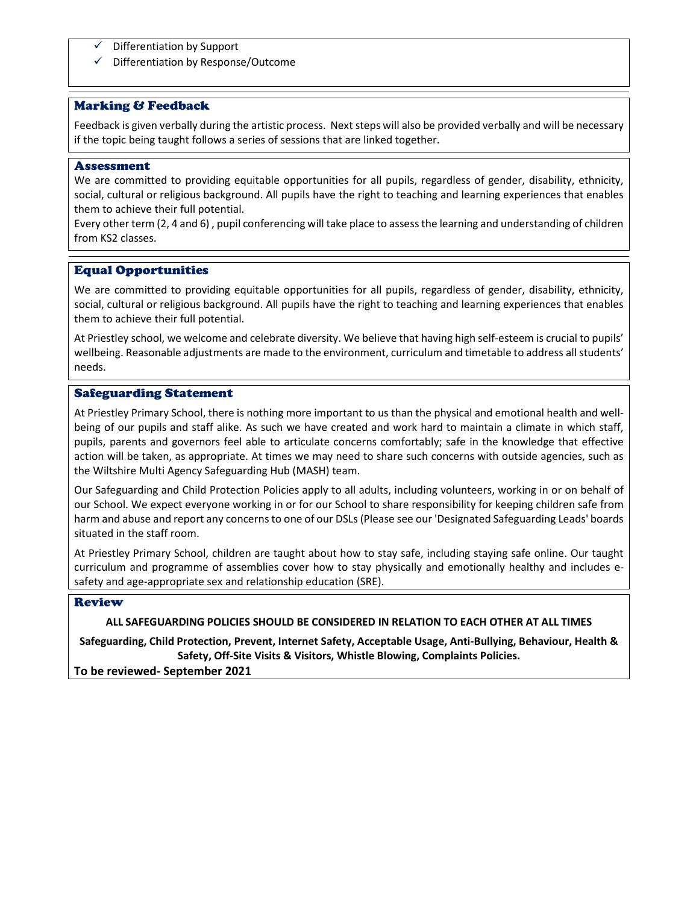- ✓ Differentiation by Support
- ✓ Differentiation by Response/Outcome

## Marking & Feedback

Feedback is given verbally during the artistic process. Next steps will also be provided verbally and will be necessary if the topic being taught follows a series of sessions that are linked together.

## Assessment

We are committed to providing equitable opportunities for all pupils, regardless of gender, disability, ethnicity, social, cultural or religious background. All pupils have the right to teaching and learning experiences that enables them to achieve their full potential.

Every other term (2, 4 and 6) , pupil conferencing will take place to assess the learning and understanding of children from KS2 classes.

## Equal Opportunities

We are committed to providing equitable opportunities for all pupils, regardless of gender, disability, ethnicity, social, cultural or religious background. All pupils have the right to teaching and learning experiences that enables them to achieve their full potential.

At Priestley school, we welcome and celebrate diversity. We believe that having high self-esteem is crucial to pupils' wellbeing. Reasonable adjustments are made to the environment, curriculum and timetable to address all students' needs.

## Safeguarding Statement

At Priestley Primary School, there is nothing more important to us than the physical and emotional health and well-being of our pupils and staff alike. As such we have created and work hard to maintain a climate in which staff, pupils, parents and governors feel able to articulate concerns comfortably; safe in the knowledge that effective action will be taken, as appropriate. At times we may need to share such concerns with outside agencies, such as the Wiltshire Multi Agency Safeguarding Hub (MASH) team.

Our Safeguarding and Child Protection Policies apply to all adults, including volunteers, working in or on behalf of our School. We expect everyone working in or for our School to share responsibility for keeping children safe from harm and abuse and report any concerns to one of our DSLs (Please see our 'Designated Safeguarding Leads' boards situated in the staff room.

At Priestley Primary School, children are taught about how to stay safe, including staying safe online. Our taught curriculum and programme of assemblies cover how to stay physically and emotionally healthy and includes e-safety and age-appropriate sex and relationship education (SRE).

## Review

**ALL SAFEGUARDING POLICIES SHOULD BE CONSIDERED IN RELATION TO EACH OTHER AT ALL TIMES**

**Safeguarding, Child Protection, Prevent, Internet Safety, Acceptable Usage, Anti-Bullying, Behaviour, Health & Safety, Off-Site Visits & Visitors, Whistle Blowing, Complaints Policies.**

**To be reviewed- September 2021**